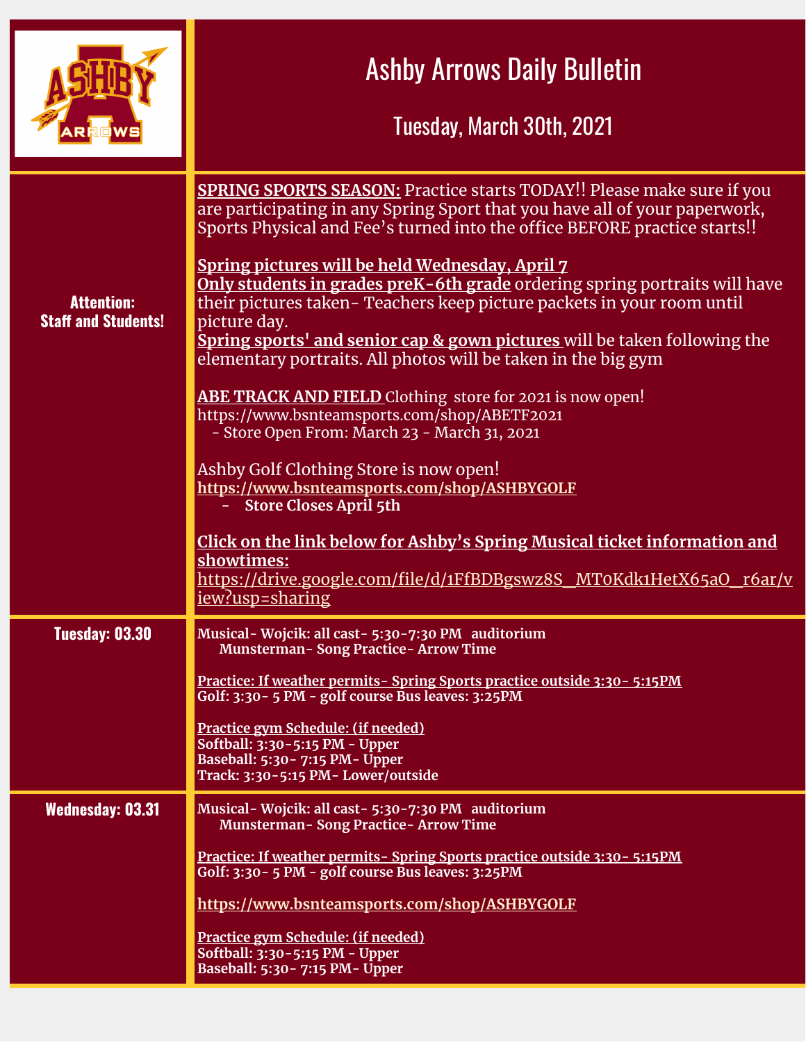# Ashby Arrows Daily Bulletin

## Tuesday, March 30th, 2021

**Attention: Staff and Students!**

**SPRING SPORTS SEASON:** Practice starts TODAY!! Please make sure if you are participating in any Spring Sport that you have all of your paperwork, Sports Physical and Fee's turned into the office BEFORE practice starts!!

**Spring pictures will be held Wednesday, April 7**
**Only students in grades preK-6th grade** ordering spring portraits will have their pictures taken- Teachers keep picture packets in your room until picture day.
**Spring sports' and senior cap & gown pictures** will be taken following the elementary portraits. All photos will be taken in the big gym

**ABE TRACK AND FIELD** Clothing store for 2021 is now open!
https://www.bsnteamsports.com/shop/ABETF2021
- Store Open From: March 23 - March 31, 2021

Ashby Golf Clothing Store is now open!
**https://www.bsnteamsports.com/shop/ASHBYGOLF**
- **Store Closes April 5th**

**Click on the link below for Ashby's Spring Musical ticket information and showtimes:**
https://drive.google.com/file/d/1FfBDBgswz8S_MT0Kdk1HetX65aO_r6ar/view?usp=sharing

### Tuesday: 03.30

**Musical- Wojcik: all cast- 5:30-7:30 PM auditorium**
**Munsterman- Song Practice- Arrow Time**

**Practice: If weather permits- Spring Sports practice outside 3:30- 5:15PM**
**Golf: 3:30- 5 PM - golf course Bus leaves: 3:25PM**

**Practice gym Schedule: (if needed)**
**Softball: 3:30-5:15 PM - Upper**
**Baseball: 5:30- 7:15 PM- Upper**
**Track: 3:30-5:15 PM- Lower/outside**

### Wednesday: 03.31

**Musical- Wojcik: all cast- 5:30-7:30 PM auditorium**
**Munsterman- Song Practice- Arrow Time**

**Practice: If weather permits- Spring Sports practice outside 3:30- 5:15PM**
**Golf: 3:30- 5 PM - golf course Bus leaves: 3:25PM**

**https://www.bsnteamsports.com/shop/ASHBYGOLF**

**Practice gym Schedule: (if needed)**
**Softball: 3:30-5:15 PM - Upper**
**Baseball: 5:30- 7:15 PM- Upper**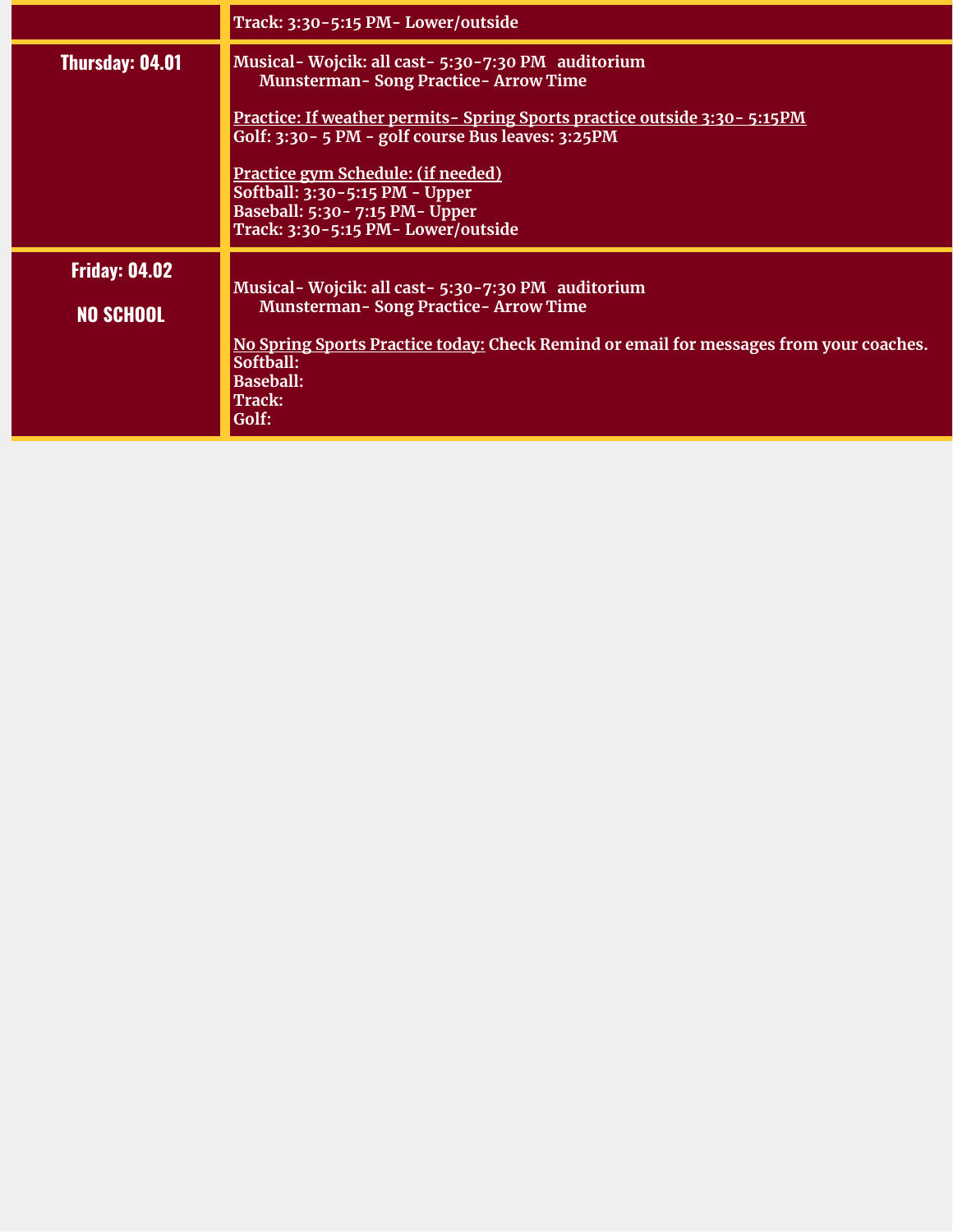| | |
|---|---|
| | **Track: 3:30-5:15 PM- Lower/outside** |
| **Thursday: 04.01** | **Musical- Wojcik: all cast- 5:30-7:30 PM auditorium**<br>**Munsterman- Song Practice- Arrow Time**<br><br>**Practice: If weather permits- Spring Sports practice outside 3:30- 5:15PM**<br>**Golf: 3:30- 5 PM - golf course Bus leaves: 3:25PM**<br><br>**Practice gym Schedule: (if needed)**<br>**Softball: 3:30-5:15 PM - Upper**<br>**Baseball: 5:30- 7:15 PM- Upper**<br>**Track: 3:30-5:15 PM- Lower/outside** |
| **Friday: 04.02**<br><br>**NO SCHOOL** | **Musical- Wojcik: all cast- 5:30-7:30 PM auditorium**<br>**Munsterman- Song Practice- Arrow Time**<br><br>**No Spring Sports Practice today: Check Remind or email for messages from your coaches.**<br>**Softball:**<br>**Baseball:**<br>**Track:**<br>**Golf:** |